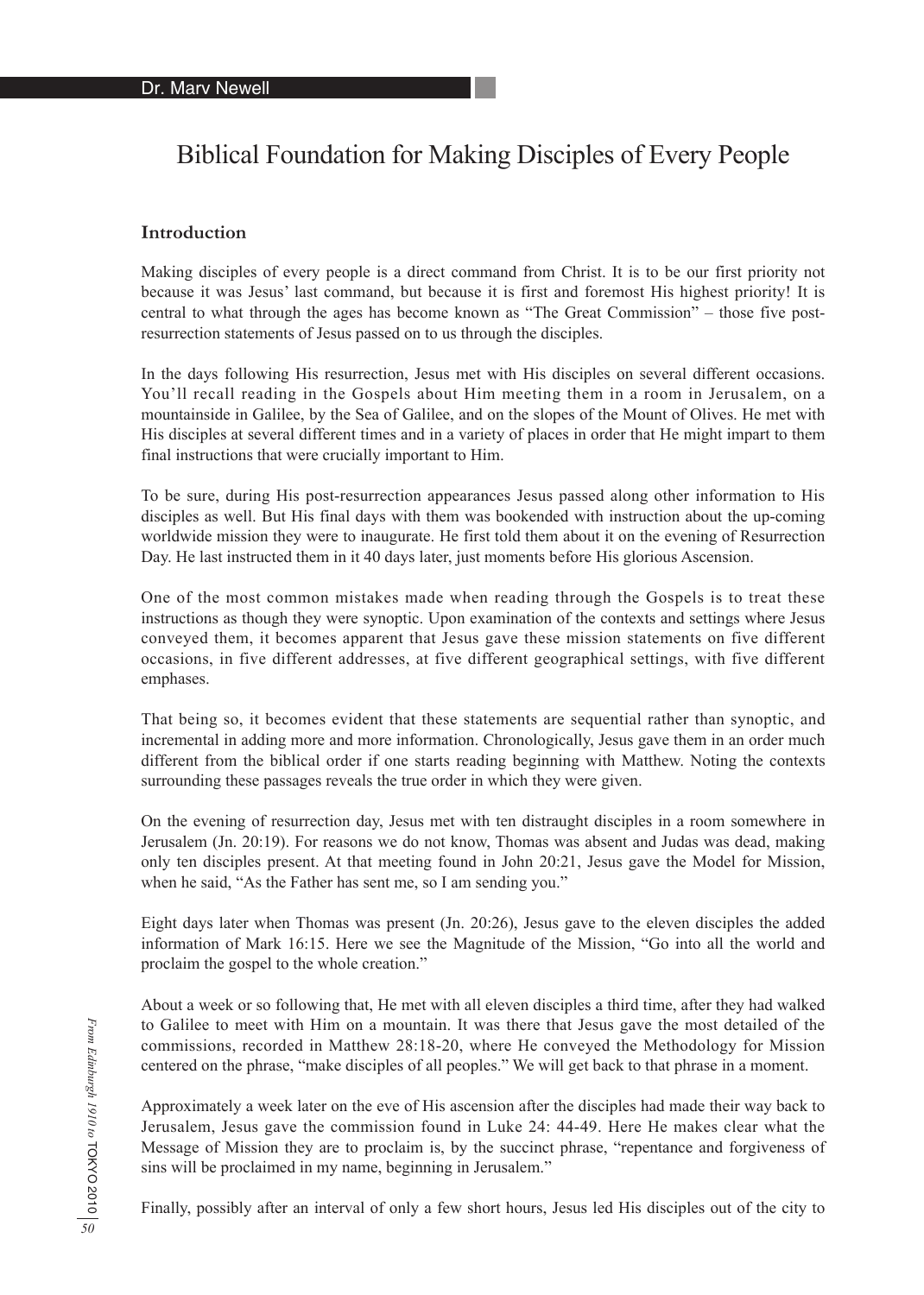Dr. Marv Newell

# Biblical Foundation for Making Disciples of Every People

## Introduction

Making disciples of every people is a direct command from Christ. It is to be our first priority not because it was Jesus' last command, but because it is first and foremost His highest priority! It is central to what through the ages has become known as "The Great Commission" – those five post-resurrection statements of Jesus passed on to us through the disciples.

In the days following His resurrection, Jesus met with His disciples on several different occasions. You'll recall reading in the Gospels about Him meeting them in a room in Jerusalem, on a mountainside in Galilee, by the Sea of Galilee, and on the slopes of the Mount of Olives. He met with His disciples at several different times and in a variety of places in order that He might impart to them final instructions that were crucially important to Him.

To be sure, during His post-resurrection appearances Jesus passed along other information to His disciples as well. But His final days with them was bookended with instruction about the up-coming worldwide mission they were to inaugurate. He first told them about it on the evening of Resurrection Day. He last instructed them in it 40 days later, just moments before His glorious Ascension.

One of the most common mistakes made when reading through the Gospels is to treat these instructions as though they were synoptic. Upon examination of the contexts and settings where Jesus conveyed them, it becomes apparent that Jesus gave these mission statements on five different occasions, in five different addresses, at five different geographical settings, with five different emphases.

That being so, it becomes evident that these statements are sequential rather than synoptic, and incremental in adding more and more information. Chronologically, Jesus gave them in an order much different from the biblical order if one starts reading beginning with Matthew. Noting the contexts surrounding these passages reveals the true order in which they were given.

On the evening of resurrection day, Jesus met with ten distraught disciples in a room somewhere in Jerusalem (Jn. 20:19). For reasons we do not know, Thomas was absent and Judas was dead, making only ten disciples present. At that meeting found in John 20:21, Jesus gave the Model for Mission, when he said, "As the Father has sent me, so I am sending you."

Eight days later when Thomas was present (Jn. 20:26), Jesus gave to the eleven disciples the added information of Mark 16:15. Here we see the Magnitude of the Mission, "Go into all the world and proclaim the gospel to the whole creation."

About a week or so following that, He met with all eleven disciples a third time, after they had walked to Galilee to meet with Him on a mountain. It was there that Jesus gave the most detailed of the commissions, recorded in Matthew 28:18-20, where He conveyed the Methodology for Mission centered on the phrase, "make disciples of all peoples." We will get back to that phrase in a moment.

Approximately a week later on the eve of His ascension after the disciples had made their way back to Jerusalem, Jesus gave the commission found in Luke 24: 44-49. Here He makes clear what the Message of Mission they are to proclaim is, by the succinct phrase, "repentance and forgiveness of sins will be proclaimed in my name, beginning in Jerusalem."

Finally, possibly after an interval of only a few short hours, Jesus led His disciples out of the city to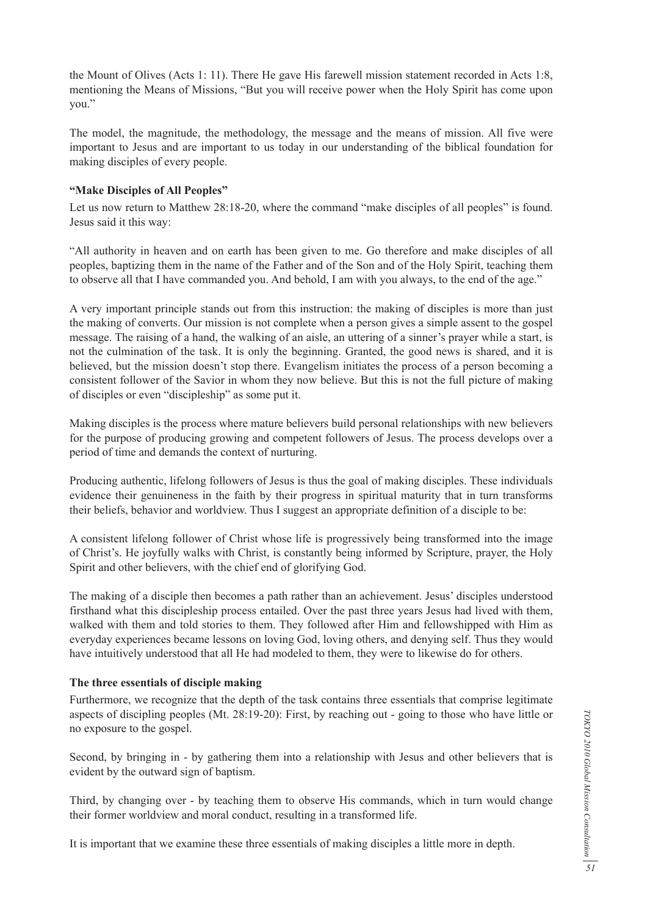the Mount of Olives (Acts 1: 11). There He gave His farewell mission statement recorded in Acts 1:8, mentioning the Means of Missions, "But you will receive power when the Holy Spirit has come upon you."

The model, the magnitude, the methodology, the message and the means of mission. All five were important to Jesus and are important to us today in our understanding of the biblical foundation for making disciples of every people.

**"Make Disciples of All Peoples"**

Let us now return to Matthew 28:18-20, where the command "make disciples of all peoples" is found. Jesus said it this way:

"All authority in heaven and on earth has been given to me. Go therefore and make disciples of all peoples, baptizing them in the name of the Father and of the Son and of the Holy Spirit, teaching them to observe all that I have commanded you. And behold, I am with you always, to the end of the age."

A very important principle stands out from this instruction: the making of disciples is more than just the making of converts. Our mission is not complete when a person gives a simple assent to the gospel message. The raising of a hand, the walking of an aisle, an uttering of a sinner's prayer while a start, is not the culmination of the task. It is only the beginning. Granted, the good news is shared, and it is believed, but the mission doesn't stop there. Evangelism initiates the process of a person becoming a consistent follower of the Savior in whom they now believe. But this is not the full picture of making of disciples or even "discipleship" as some put it.

Making disciples is the process where mature believers build personal relationships with new believers for the purpose of producing growing and competent followers of Jesus. The process develops over a period of time and demands the context of nurturing.

Producing authentic, lifelong followers of Jesus is thus the goal of making disciples. These individuals evidence their genuineness in the faith by their progress in spiritual maturity that in turn transforms their beliefs, behavior and worldview. Thus I suggest an appropriate definition of a disciple to be:

A consistent lifelong follower of Christ whose life is progressively being transformed into the image of Christ's. He joyfully walks with Christ, is constantly being informed by Scripture, prayer, the Holy Spirit and other believers, with the chief end of glorifying God.

The making of a disciple then becomes a path rather than an achievement. Jesus' disciples understood firsthand what this discipleship process entailed. Over the past three years Jesus had lived with them, walked with them and told stories to them. They followed after Him and fellowshipped with Him as everyday experiences became lessons on loving God, loving others, and denying self. Thus they would have intuitively understood that all He had modeled to them, they were to likewise do for others.

**The three essentials of disciple making**

Furthermore, we recognize that the depth of the task contains three essentials that comprise legitimate aspects of discipling peoples (Mt. 28:19-20): First, by reaching out - going to those who have little or no exposure to the gospel.

Second, by bringing in - by gathering them into a relationship with Jesus and other believers that is evident by the outward sign of baptism.

Third, by changing over - by teaching them to observe His commands, which in turn would change their former worldview and moral conduct, resulting in a transformed life.

It is important that we examine these three essentials of making disciples a little more in depth.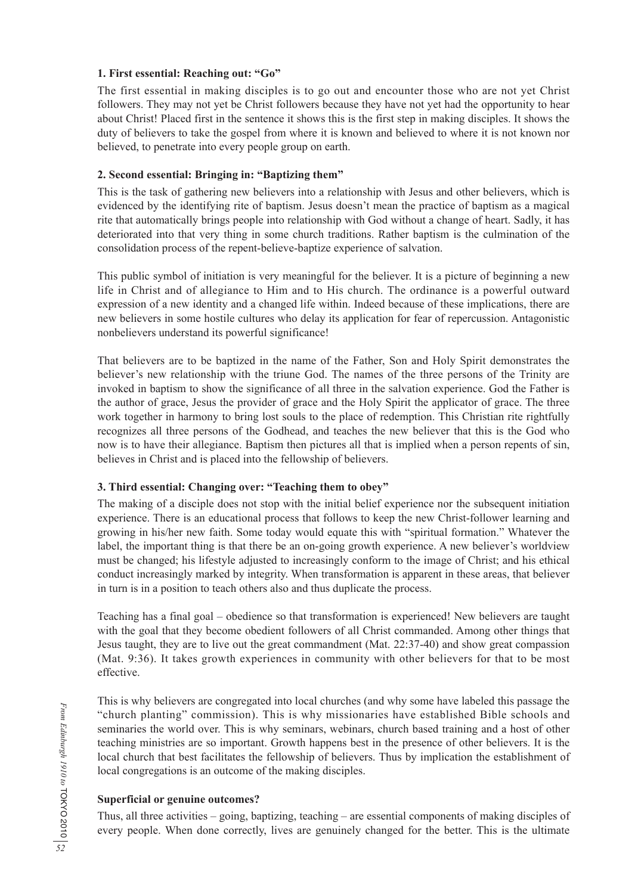**1. First essential: Reaching out: "Go"**

The first essential in making disciples is to go out and encounter those who are not yet Christ followers. They may not yet be Christ followers because they have not yet had the opportunity to hear about Christ! Placed first in the sentence it shows this is the first step in making disciples. It shows the duty of believers to take the gospel from where it is known and believed to where it is not known nor believed, to penetrate into every people group on earth.

**2. Second essential: Bringing in: "Baptizing them"**

This is the task of gathering new believers into a relationship with Jesus and other believers, which is evidenced by the identifying rite of baptism. Jesus doesn't mean the practice of baptism as a magical rite that automatically brings people into relationship with God without a change of heart. Sadly, it has deteriorated into that very thing in some church traditions. Rather baptism is the culmination of the consolidation process of the repent-believe-baptize experience of salvation.

This public symbol of initiation is very meaningful for the believer. It is a picture of beginning a new life in Christ and of allegiance to Him and to His church. The ordinance is a powerful outward expression of a new identity and a changed life within. Indeed because of these implications, there are new believers in some hostile cultures who delay its application for fear of repercussion. Antagonistic nonbelievers understand its powerful significance!

That believers are to be baptized in the name of the Father, Son and Holy Spirit demonstrates the believer's new relationship with the triune God. The names of the three persons of the Trinity are invoked in baptism to show the significance of all three in the salvation experience. God the Father is the author of grace, Jesus the provider of grace and the Holy Spirit the applicator of grace. The three work together in harmony to bring lost souls to the place of redemption. This Christian rite rightfully recognizes all three persons of the Godhead, and teaches the new believer that this is the God who now is to have their allegiance. Baptism then pictures all that is implied when a person repents of sin, believes in Christ and is placed into the fellowship of believers.

**3. Third essential: Changing over: "Teaching them to obey"**

The making of a disciple does not stop with the initial belief experience nor the subsequent initiation experience. There is an educational process that follows to keep the new Christ-follower learning and growing in his/her new faith. Some today would equate this with "spiritual formation." Whatever the label, the important thing is that there be an on-going growth experience. A new believer's worldview must be changed; his lifestyle adjusted to increasingly conform to the image of Christ; and his ethical conduct increasingly marked by integrity. When transformation is apparent in these areas, that believer in turn is in a position to teach others also and thus duplicate the process.

Teaching has a final goal – obedience so that transformation is experienced! New believers are taught with the goal that they become obedient followers of all Christ commanded. Among other things that Jesus taught, they are to live out the great commandment (Mat. 22:37-40) and show great compassion (Mat. 9:36). It takes growth experiences in community with other believers for that to be most effective.

This is why believers are congregated into local churches (and why some have labeled this passage the "church planting" commission). This is why missionaries have established Bible schools and seminaries the world over. This is why seminars, webinars, church based training and a host of other teaching ministries are so important. Growth happens best in the presence of other believers. It is the local church that best facilitates the fellowship of believers. Thus by implication the establishment of local congregations is an outcome of the making disciples.

**Superficial or genuine outcomes?**

Thus, all three activities – going, baptizing, teaching – are essential components of making disciples of every people. When done correctly, lives are genuinely changed for the better. This is the ultimate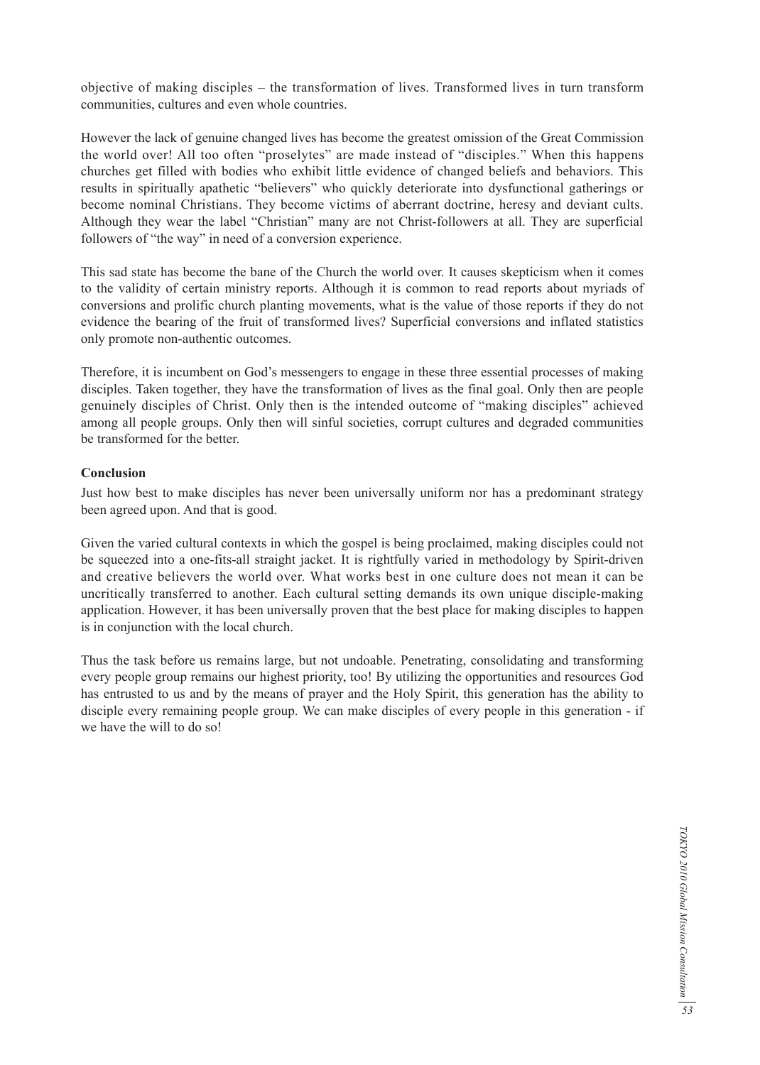objective of making disciples – the transformation of lives. Transformed lives in turn transform communities, cultures and even whole countries.

However the lack of genuine changed lives has become the greatest omission of the Great Commission the world over! All too often "proselytes" are made instead of "disciples." When this happens churches get filled with bodies who exhibit little evidence of changed beliefs and behaviors. This results in spiritually apathetic "believers" who quickly deteriorate into dysfunctional gatherings or become nominal Christians. They become victims of aberrant doctrine, heresy and deviant cults. Although they wear the label "Christian" many are not Christ-followers at all. They are superficial followers of "the way" in need of a conversion experience.

This sad state has become the bane of the Church the world over. It causes skepticism when it comes to the validity of certain ministry reports. Although it is common to read reports about myriads of conversions and prolific church planting movements, what is the value of those reports if they do not evidence the bearing of the fruit of transformed lives? Superficial conversions and inflated statistics only promote non-authentic outcomes.

Therefore, it is incumbent on God's messengers to engage in these three essential processes of making disciples. Taken together, they have the transformation of lives as the final goal. Only then are people genuinely disciples of Christ. Only then is the intended outcome of "making disciples" achieved among all people groups. Only then will sinful societies, corrupt cultures and degraded communities be transformed for the better.

**Conclusion**

Just how best to make disciples has never been universally uniform nor has a predominant strategy been agreed upon. And that is good.

Given the varied cultural contexts in which the gospel is being proclaimed, making disciples could not be squeezed into a one-fits-all straight jacket. It is rightfully varied in methodology by Spirit-driven and creative believers the world over. What works best in one culture does not mean it can be uncritically transferred to another. Each cultural setting demands its own unique disciple-making application. However, it has been universally proven that the best place for making disciples to happen is in conjunction with the local church.

Thus the task before us remains large, but not undoable. Penetrating, consolidating and transforming every people group remains our highest priority, too! By utilizing the opportunities and resources God has entrusted to us and by the means of prayer and the Holy Spirit, this generation has the ability to disciple every remaining people group. We can make disciples of every people in this generation - if we have the will to do so!